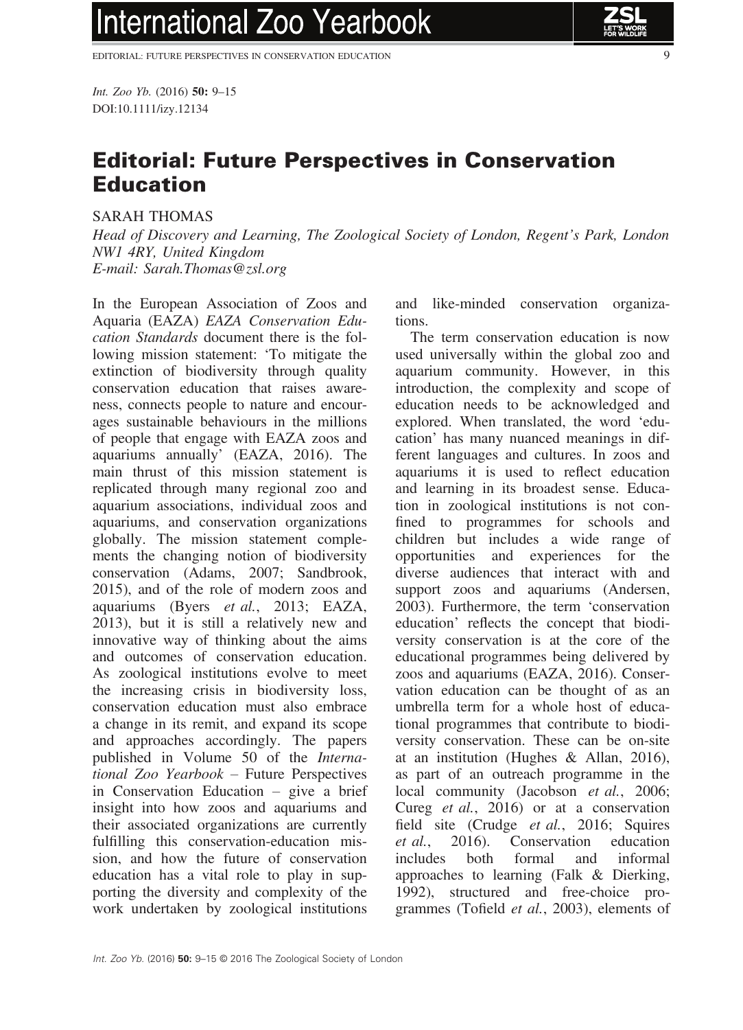*Int. Zoo Yb.* (2016) **50:** 9–15
DOI:10.1111/izy.12134

# Editorial: Future Perspectives in Conservation Education

SARAH THOMAS

*Head of Discovery and Learning, The Zoological Society of London, Regent's Park, London NW1 4RY, United Kingdom*
*E-mail: Sarah.Thomas@zsl.org*

In the European Association of Zoos and Aquaria (EAZA) *EAZA Conservation Education Standards* document there is the following mission statement: 'To mitigate the extinction of biodiversity through quality conservation education that raises awareness, connects people to nature and encourages sustainable behaviours in the millions of people that engage with EAZA zoos and aquariums annually' (EAZA, 2016). The main thrust of this mission statement is replicated through many regional zoo and aquarium associations, individual zoos and aquariums, and conservation organizations globally. The mission statement complements the changing notion of biodiversity conservation (Adams, 2007; Sandbrook, 2015), and of the role of modern zoos and aquariums (Byers *et al.*, 2013; EAZA, 2013), but it is still a relatively new and innovative way of thinking about the aims and outcomes of conservation education. As zoological institutions evolve to meet the increasing crisis in biodiversity loss, conservation education must also embrace a change in its remit, and expand its scope and approaches accordingly. The papers published in Volume 50 of the *International Zoo Yearbook* – Future Perspectives in Conservation Education – give a brief insight into how zoos and aquariums and their associated organizations are currently fulfilling this conservation-education mission, and how the future of conservation education has a vital role to play in supporting the diversity and complexity of the work undertaken by zoological institutions and like-minded conservation organizations.

The term conservation education is now used universally within the global zoo and aquarium community. However, in this introduction, the complexity and scope of education needs to be acknowledged and explored. When translated, the word 'education' has many nuanced meanings in different languages and cultures. In zoos and aquariums it is used to reflect education and learning in its broadest sense. Education in zoological institutions is not confined to programmes for schools and children but includes a wide range of opportunities and experiences for the diverse audiences that interact with and support zoos and aquariums (Andersen, 2003). Furthermore, the term 'conservation education' reflects the concept that biodiversity conservation is at the core of the educational programmes being delivered by zoos and aquariums (EAZA, 2016). Conservation education can be thought of as an umbrella term for a whole host of educational programmes that contribute to biodiversity conservation. These can be on-site at an institution (Hughes & Allan, 2016), as part of an outreach programme in the local community (Jacobson *et al.*, 2006; Cureg *et al.*, 2016) or at a conservation field site (Crudge *et al.*, 2016; Squires *et al.*, 2016). Conservation education includes both formal and informal approaches to learning (Falk & Dierking, 1992), structured and free-choice programmes (Tofield *et al.*, 2003), elements of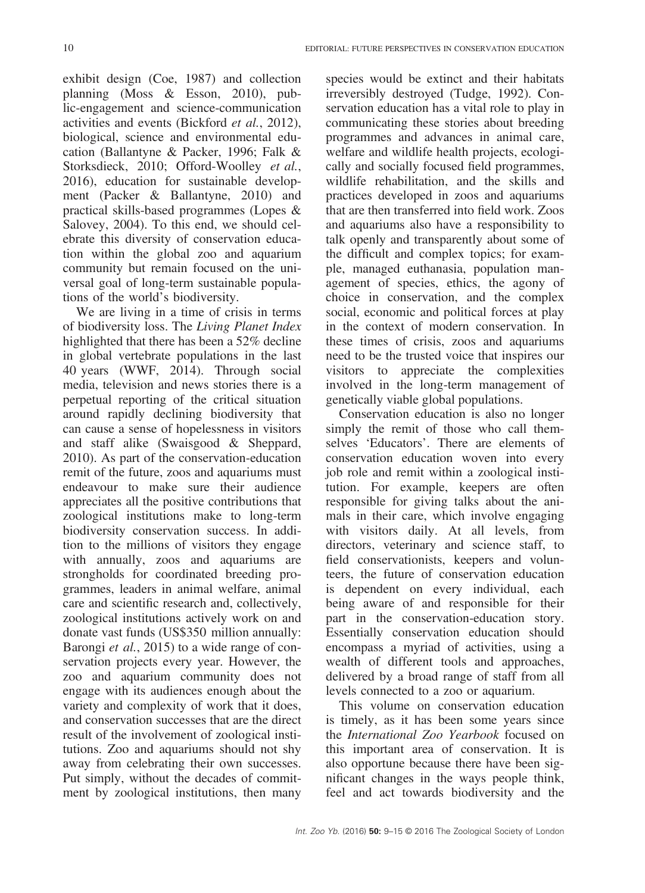exhibit design (Coe, 1987) and collection planning (Moss & Esson, 2010), public-engagement and science-communication activities and events (Bickford *et al.*, 2012), biological, science and environmental education (Ballantyne & Packer, 1996; Falk & Storksdieck, 2010; Offord-Woolley *et al.*, 2016), education for sustainable development (Packer & Ballantyne, 2010) and practical skills-based programmes (Lopes & Salovey, 2004). To this end, we should celebrate this diversity of conservation education within the global zoo and aquarium community but remain focused on the universal goal of long-term sustainable populations of the world's biodiversity.

We are living in a time of crisis in terms of biodiversity loss. The *Living Planet Index* highlighted that there has been a 52% decline in global vertebrate populations in the last 40 years (WWF, 2014). Through social media, television and news stories there is a perpetual reporting of the critical situation around rapidly declining biodiversity that can cause a sense of hopelessness in visitors and staff alike (Swaisgood & Sheppard, 2010). As part of the conservation-education remit of the future, zoos and aquariums must endeavour to make sure their audience appreciates all the positive contributions that zoological institutions make to long-term biodiversity conservation success. In addition to the millions of visitors they engage with annually, zoos and aquariums are strongholds for coordinated breeding programmes, leaders in animal welfare, animal care and scientific research and, collectively, zoological institutions actively work on and donate vast funds (US$350 million annually: Barongi *et al.*, 2015) to a wide range of conservation projects every year. However, the zoo and aquarium community does not engage with its audiences enough about the variety and complexity of work that it does, and conservation successes that are the direct result of the involvement of zoological institutions. Zoo and aquariums should not shy away from celebrating their own successes. Put simply, without the decades of commitment by zoological institutions, then many species would be extinct and their habitats irreversibly destroyed (Tudge, 1992). Conservation education has a vital role to play in communicating these stories about breeding programmes and advances in animal care, welfare and wildlife health projects, ecologically and socially focused field programmes, wildlife rehabilitation, and the skills and practices developed in zoos and aquariums that are then transferred into field work. Zoos and aquariums also have a responsibility to talk openly and transparently about some of the difficult and complex topics; for example, managed euthanasia, population management of species, ethics, the agony of choice in conservation, and the complex social, economic and political forces at play in the context of modern conservation. In these times of crisis, zoos and aquariums need to be the trusted voice that inspires our visitors to appreciate the complexities involved in the long-term management of genetically viable global populations.

Conservation education is also no longer simply the remit of those who call themselves 'Educators'. There are elements of conservation education woven into every job role and remit within a zoological institution. For example, keepers are often responsible for giving talks about the animals in their care, which involve engaging with visitors daily. At all levels, from directors, veterinary and science staff, to field conservationists, keepers and volunteers, the future of conservation education is dependent on every individual, each being aware of and responsible for their part in the conservation-education story. Essentially conservation education should encompass a myriad of activities, using a wealth of different tools and approaches, delivered by a broad range of staff from all levels connected to a zoo or aquarium.

This volume on conservation education is timely, as it has been some years since the *International Zoo Yearbook* focused on this important area of conservation. It is also opportune because there have been significant changes in the ways people think, feel and act towards biodiversity and the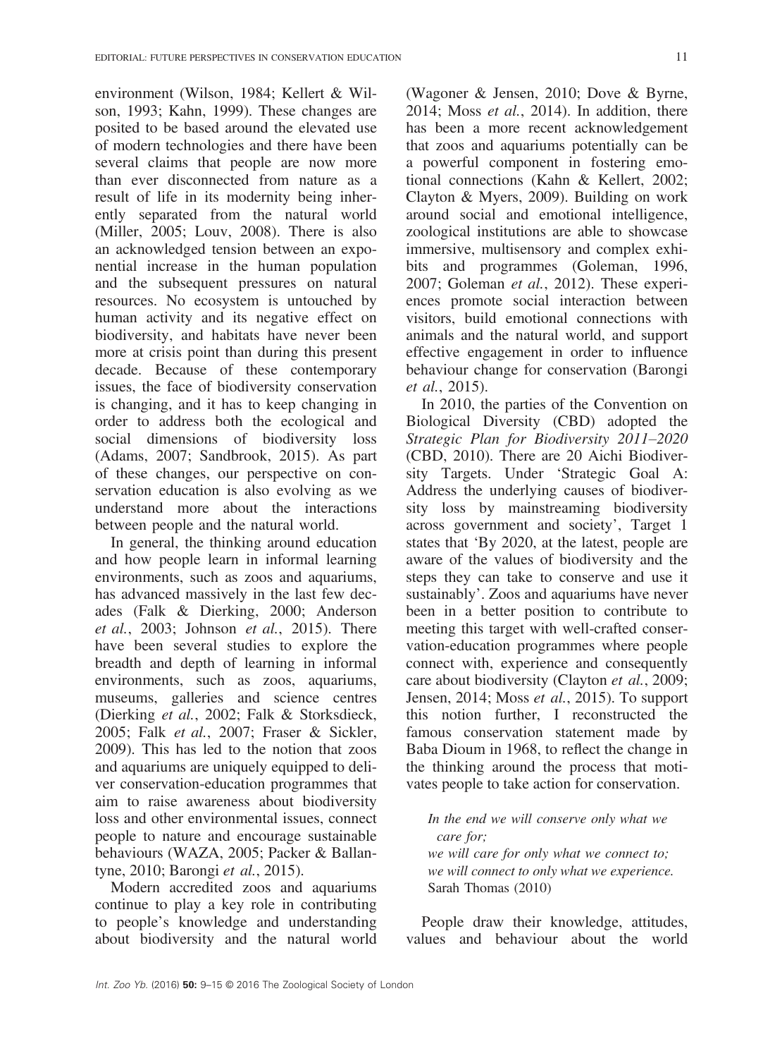environment (Wilson, 1984; Kellert & Wilson, 1993; Kahn, 1999). These changes are posited to be based around the elevated use of modern technologies and there have been several claims that people are now more than ever disconnected from nature as a result of life in its modernity being inherently separated from the natural world (Miller, 2005; Louv, 2008). There is also an acknowledged tension between an exponential increase in the human population and the subsequent pressures on natural resources. No ecosystem is untouched by human activity and its negative effect on biodiversity, and habitats have never been more at crisis point than during this present decade. Because of these contemporary issues, the face of biodiversity conservation is changing, and it has to keep changing in order to address both the ecological and social dimensions of biodiversity loss (Adams, 2007; Sandbrook, 2015). As part of these changes, our perspective on conservation education is also evolving as we understand more about the interactions between people and the natural world.

In general, the thinking around education and how people learn in informal learning environments, such as zoos and aquariums, has advanced massively in the last few decades (Falk & Dierking, 2000; Anderson *et al.*, 2003; Johnson *et al.*, 2015). There have been several studies to explore the breadth and depth of learning in informal environments, such as zoos, aquariums, museums, galleries and science centres (Dierking *et al.*, 2002; Falk & Storksdieck, 2005; Falk *et al.*, 2007; Fraser & Sickler, 2009). This has led to the notion that zoos and aquariums are uniquely equipped to deliver conservation-education programmes that aim to raise awareness about biodiversity loss and other environmental issues, connect people to nature and encourage sustainable behaviours (WAZA, 2005; Packer & Ballantyne, 2010; Barongi *et al.*, 2015).

Modern accredited zoos and aquariums continue to play a key role in contributing to people's knowledge and understanding about biodiversity and the natural world (Wagoner & Jensen, 2010; Dove & Byrne, 2014; Moss *et al.*, 2014). In addition, there has been a more recent acknowledgement that zoos and aquariums potentially can be a powerful component in fostering emotional connections (Kahn & Kellert, 2002; Clayton & Myers, 2009). Building on work around social and emotional intelligence, zoological institutions are able to showcase immersive, multisensory and complex exhibits and programmes (Goleman, 1996, 2007; Goleman *et al.*, 2012). These experiences promote social interaction between visitors, build emotional connections with animals and the natural world, and support effective engagement in order to influence behaviour change for conservation (Barongi *et al.*, 2015).

In 2010, the parties of the Convention on Biological Diversity (CBD) adopted the *Strategic Plan for Biodiversity 2011–2020* (CBD, 2010). There are 20 Aichi Biodiversity Targets. Under 'Strategic Goal A: Address the underlying causes of biodiversity loss by mainstreaming biodiversity across government and society', Target 1 states that 'By 2020, at the latest, people are aware of the values of biodiversity and the steps they can take to conserve and use it sustainably'. Zoos and aquariums have never been in a better position to contribute to meeting this target with well-crafted conservation-education programmes where people connect with, experience and consequently care about biodiversity (Clayton *et al.*, 2009; Jensen, 2014; Moss *et al.*, 2015). To support this notion further, I reconstructed the famous conservation statement made by Baba Dioum in 1968, to reflect the change in the thinking around the process that motivates people to take action for conservation.

> *In the end we will conserve only what we care for;*
> *we will care for only what we connect to;*
> *we will connect to only what we experience.*
> Sarah Thomas (2010)

People draw their knowledge, attitudes, values and behaviour about the world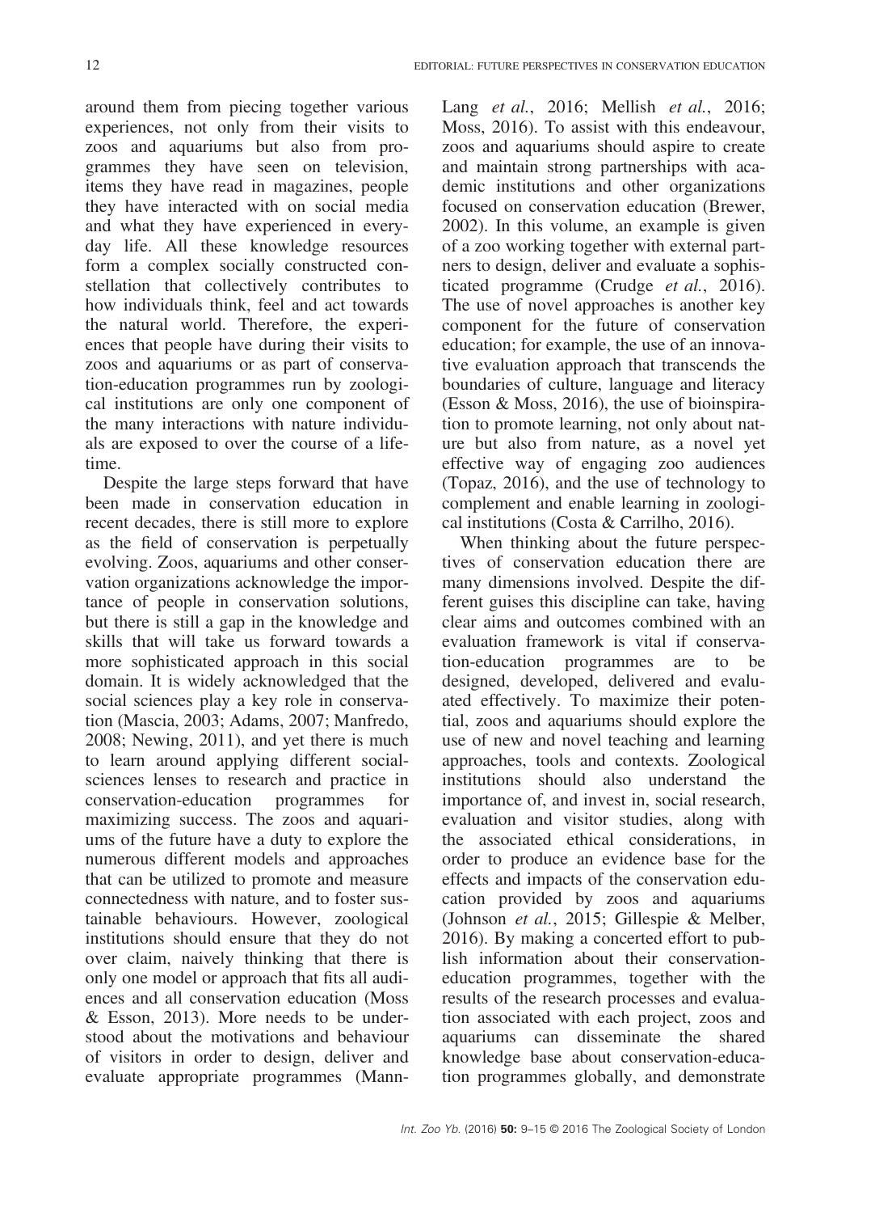around them from piecing together various experiences, not only from their visits to zoos and aquariums but also from programmes they have seen on television, items they have read in magazines, people they have interacted with on social media and what they have experienced in everyday life. All these knowledge resources form a complex socially constructed constellation that collectively contributes to how individuals think, feel and act towards the natural world. Therefore, the experiences that people have during their visits to zoos and aquariums or as part of conservation-education programmes run by zoological institutions are only one component of the many interactions with nature individuals are exposed to over the course of a lifetime.

Despite the large steps forward that have been made in conservation education in recent decades, there is still more to explore as the field of conservation is perpetually evolving. Zoos, aquariums and other conservation organizations acknowledge the importance of people in conservation solutions, but there is still a gap in the knowledge and skills that will take us forward towards a more sophisticated approach in this social domain. It is widely acknowledged that the social sciences play a key role in conservation (Mascia, 2003; Adams, 2007; Manfredo, 2008; Newing, 2011), and yet there is much to learn around applying different social-sciences lenses to research and practice in conservation-education programmes for maximizing success. The zoos and aquariums of the future have a duty to explore the numerous different models and approaches that can be utilized to promote and measure connectedness with nature, and to foster sustainable behaviours. However, zoological institutions should ensure that they do not over claim, naively thinking that there is only one model or approach that fits all audiences and all conservation education (Moss & Esson, 2013). More needs to be understood about the motivations and behaviour of visitors in order to design, deliver and evaluate appropriate programmes (Mann-Lang *et al.*, 2016; Mellish *et al.*, 2016; Moss, 2016). To assist with this endeavour, zoos and aquariums should aspire to create and maintain strong partnerships with academic institutions and other organizations focused on conservation education (Brewer, 2002). In this volume, an example is given of a zoo working together with external partners to design, deliver and evaluate a sophisticated programme (Crudge *et al.*, 2016). The use of novel approaches is another key component for the future of conservation education; for example, the use of an innovative evaluation approach that transcends the boundaries of culture, language and literacy (Esson & Moss, 2016), the use of bioinspiration to promote learning, not only about nature but also from nature, as a novel yet effective way of engaging zoo audiences (Topaz, 2016), and the use of technology to complement and enable learning in zoological institutions (Costa & Carrilho, 2016).

When thinking about the future perspectives of conservation education there are many dimensions involved. Despite the different guises this discipline can take, having clear aims and outcomes combined with an evaluation framework is vital if conservation-education programmes are to be designed, developed, delivered and evaluated effectively. To maximize their potential, zoos and aquariums should explore the use of new and novel teaching and learning approaches, tools and contexts. Zoological institutions should also understand the importance of, and invest in, social research, evaluation and visitor studies, along with the associated ethical considerations, in order to produce an evidence base for the effects and impacts of the conservation education provided by zoos and aquariums (Johnson *et al.*, 2015; Gillespie & Melber, 2016). By making a concerted effort to publish information about their conservation-education programmes, together with the results of the research processes and evaluation associated with each project, zoos and aquariums can disseminate the shared knowledge base about conservation-education programmes globally, and demonstrate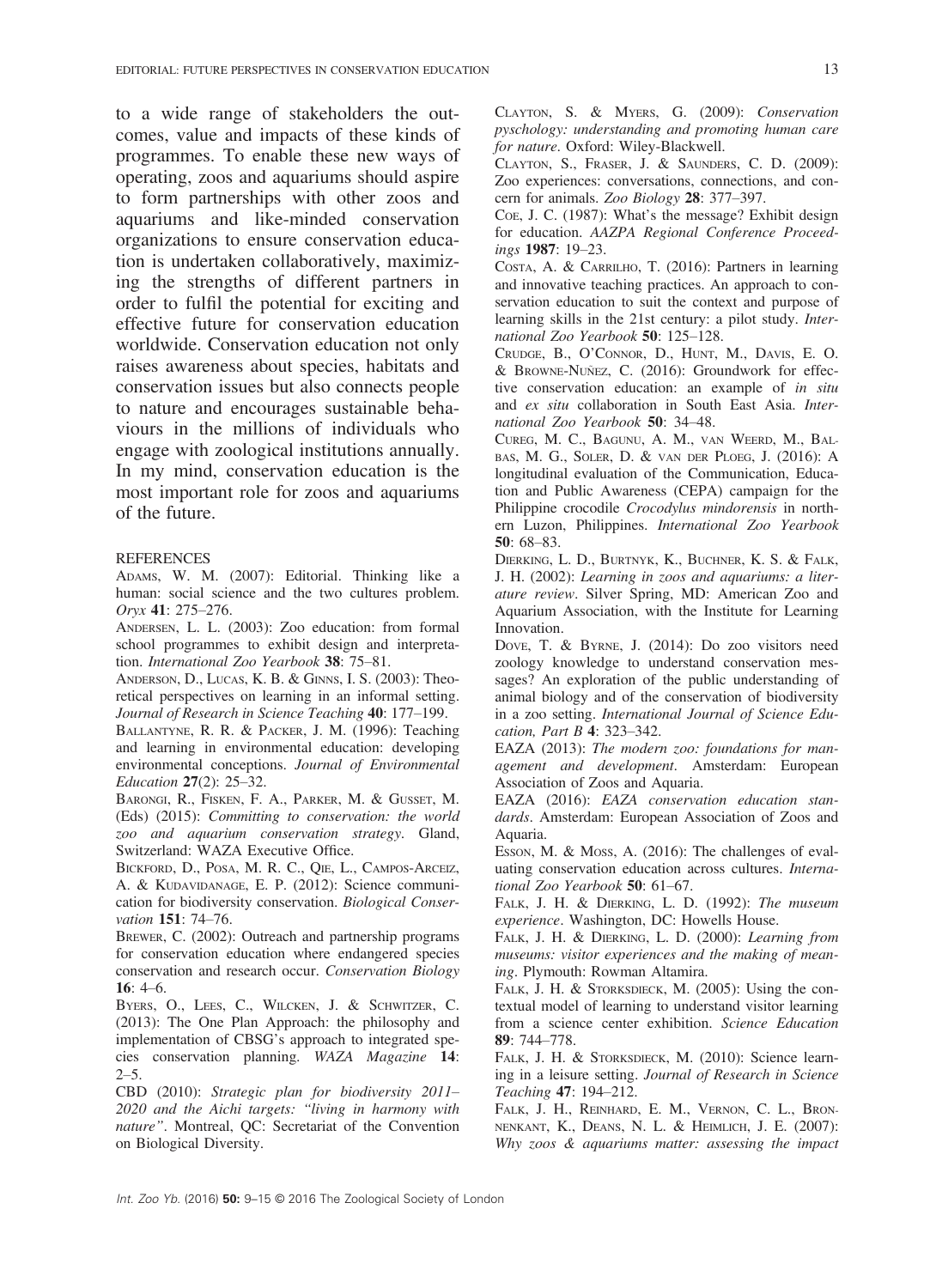to a wide range of stakeholders the outcomes, value and impacts of these kinds of programmes. To enable these new ways of operating, zoos and aquariums should aspire to form partnerships with other zoos and aquariums and like-minded conservation organizations to ensure conservation education is undertaken collaboratively, maximizing the strengths of different partners in order to fulfil the potential for exciting and effective future for conservation education worldwide. Conservation education not only raises awareness about species, habitats and conservation issues but also connects people to nature and encourages sustainable behaviours in the millions of individuals who engage with zoological institutions annually. In my mind, conservation education is the most important role for zoos and aquariums of the future.

## REFERENCES

ADAMS, W. M. (2007): Editorial. Thinking like a human: social science and the two cultures problem. *Oryx* **41**: 275–276.

ANDERSEN, L. L. (2003): Zoo education: from formal school programmes to exhibit design and interpretation. *International Zoo Yearbook* **38**: 75–81.

ANDERSON, D., LUCAS, K. B. & GINNS, I. S. (2003): Theoretical perspectives on learning in an informal setting. *Journal of Research in Science Teaching* **40**: 177–199.

BALLANTYNE, R. R. & PACKER, J. M. (1996): Teaching and learning in environmental education: developing environmental conceptions. *Journal of Environmental Education* **27**(2): 25–32.

BARONGI, R., FISKEN, F. A., PARKER, M. & GUSSET, M. (Eds) (2015): *Committing to conservation: the world zoo and aquarium conservation strategy*. Gland, Switzerland: WAZA Executive Office.

BICKFORD, D., POSA, M. R. C., QIE, L., CAMPOS-ARCEIZ, A. & KUDAVIDANAGE, E. P. (2012): Science communication for biodiversity conservation. *Biological Conservation* **151**: 74–76.

BREWER, C. (2002): Outreach and partnership programs for conservation education where endangered species conservation and research occur. *Conservation Biology* **16**: 4–6.

BYERS, O., LEES, C., WILCKEN, J. & SCHWITZER, C. (2013): The One Plan Approach: the philosophy and implementation of CBSG's approach to integrated species conservation planning. *WAZA Magazine* **14**: 2–5.

CBD (2010): *Strategic plan for biodiversity 2011–2020 and the Aichi targets: "living in harmony with nature"*. Montreal, QC: Secretariat of the Convention on Biological Diversity.

CLAYTON, S. & MYERS, G. (2009): *Conservation pyschology: understanding and promoting human care for nature*. Oxford: Wiley-Blackwell.

CLAYTON, S., FRASER, J. & SAUNDERS, C. D. (2009): Zoo experiences: conversations, connections, and concern for animals. *Zoo Biology* **28**: 377–397.

COE, J. C. (1987): What's the message? Exhibit design for education. *AAZPA Regional Conference Proceedings* **1987**: 19–23.

COSTA, A. & CARRILHO, T. (2016): Partners in learning and innovative teaching practices. An approach to conservation education to suit the context and purpose of learning skills in the 21st century: a pilot study. *International Zoo Yearbook* **50**: 125–128.

CRUDGE, B., O'CONNOR, D., HUNT, M., DAVIS, E. O. & BROWNE-NUÑEZ, C. (2016): Groundwork for effective conservation education: an example of *in situ* and *ex situ* collaboration in South East Asia. *International Zoo Yearbook* **50**: 34–48.

CUREG, M. C., BAGUNU, A. M., VAN WEERD, M., BALBAS, M. G., SOLER, D. & VAN DER PLOEG, J. (2016): A longitudinal evaluation of the Communication, Education and Public Awareness (CEPA) campaign for the Philippine crocodile *Crocodylus mindorensis* in northern Luzon, Philippines. *International Zoo Yearbook* **50**: 68–83.

DIERKING, L. D., BURTNYK, K., BUCHNER, K. S. & FALK, J. H. (2002): *Learning in zoos and aquariums: a literature review*. Silver Spring, MD: American Zoo and Aquarium Association, with the Institute for Learning Innovation.

DOVE, T. & BYRNE, J. (2014): Do zoo visitors need zoology knowledge to understand conservation messages? An exploration of the public understanding of animal biology and of the conservation of biodiversity in a zoo setting. *International Journal of Science Education, Part B* **4**: 323–342.

EAZA (2013): *The modern zoo: foundations for management and development*. Amsterdam: European Association of Zoos and Aquaria.

EAZA (2016): *EAZA conservation education standards*. Amsterdam: European Association of Zoos and Aquaria.

ESSON, M. & MOSS, A. (2016): The challenges of evaluating conservation education across cultures. *International Zoo Yearbook* **50**: 61–67.

FALK, J. H. & DIERKING, L. D. (1992): *The museum experience*. Washington, DC: Howells House.

FALK, J. H. & DIERKING, L. D. (2000): *Learning from museums: visitor experiences and the making of meaning*. Plymouth: Rowman Altamira.

FALK, J. H. & STORKSDIECK, M. (2005): Using the contextual model of learning to understand visitor learning from a science center exhibition. *Science Education* **89**: 744–778.

FALK, J. H. & STORKSDIECK, M. (2010): Science learning in a leisure setting. *Journal of Research in Science Teaching* **47**: 194–212.

FALK, J. H., REINHARD, E. M., VERNON, C. L., BRONNENKANT, K., DEANS, N. L. & HEIMLICH, J. E. (2007): *Why zoos & aquariums matter: assessing the impact*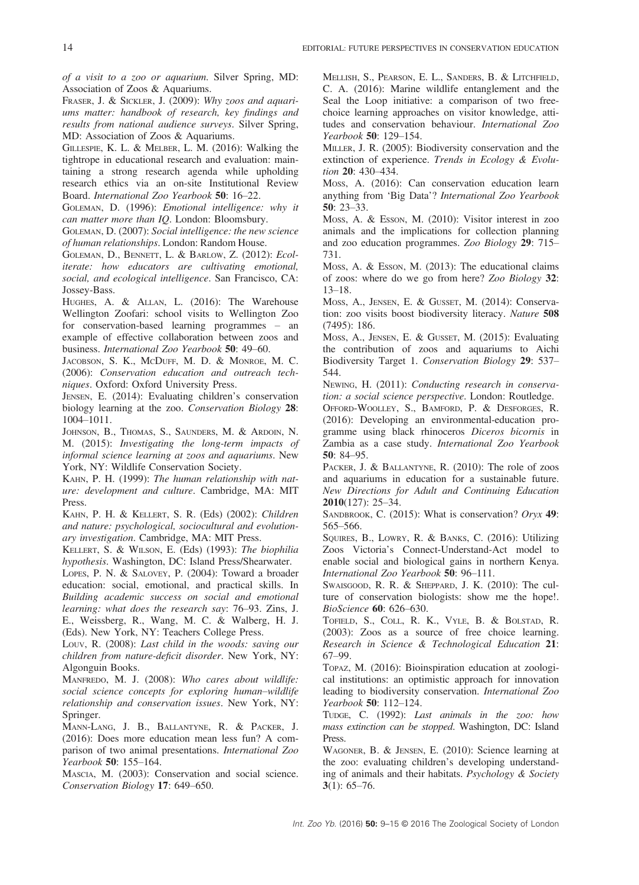of a visit to a zoo or aquarium*. Silver Spring, MD: Association of Zoos & Aquariums.

Fraser, J. & Sickler, J. (2009): *Why zoos and aquariums matter: handbook of research, key findings and results from national audience surveys*. Silver Spring, MD: Association of Zoos & Aquariums.

Gillespie, K. L. & Melber, L. M. (2016): Walking the tightrope in educational research and evaluation: maintaining a strong research agenda while upholding research ethics via an on-site Institutional Review Board. *International Zoo Yearbook* **50**: 16–22.

Goleman, D. (1996): *Emotional intelligence: why it can matter more than IQ*. London: Bloomsbury.

Goleman, D. (2007): *Social intelligence: the new science of human relationships*. London: Random House.

Goleman, D., Bennett, L. & Barlow, Z. (2012): *Ecoliterate: how educators are cultivating emotional, social, and ecological intelligence*. San Francisco, CA: Jossey-Bass.

Hughes, A. & Allan, L. (2016): The Warehouse Wellington Zoofari: school visits to Wellington Zoo for conservation-based learning programmes – an example of effective collaboration between zoos and business. *International Zoo Yearbook* **50**: 49–60.

Jacobson, S. K., McDuff, M. D. & Monroe, M. C. (2006): *Conservation education and outreach techniques*. Oxford: Oxford University Press.

Jensen, E. (2014): Evaluating children's conservation biology learning at the zoo. *Conservation Biology* **28**: 1004–1011.

Johnson, B., Thomas, S., Saunders, M. & Ardoin, N. M. (2015): *Investigating the long-term impacts of informal science learning at zoos and aquariums*. New York, NY: Wildlife Conservation Society.

Kahn, P. H. (1999): *The human relationship with nature: development and culture*. Cambridge, MA: MIT Press.

Kahn, P. H. & Kellert, S. R. (Eds) (2002): *Children and nature: psychological, sociocultural and evolutionary investigation*. Cambridge, MA: MIT Press.

Kellert, S. & Wilson, E. (Eds) (1993): *The biophilia hypothesis*. Washington, DC: Island Press/Shearwater.

Lopes, P. N. & Salovey, P. (2004): Toward a broader education: social, emotional, and practical skills. In *Building academic success on social and emotional learning: what does the research say*: 76–93. Zins, J. E., Weissberg, R., Wang, M. C. & Walberg, H. J. (Eds). New York, NY: Teachers College Press.

Louv, R. (2008): *Last child in the woods: saving our children from nature-deficit disorder*. New York, NY: Algonguin Books.

Manfredo, M. J. (2008): *Who cares about wildlife: social science concepts for exploring human–wildlife relationship and conservation issues*. New York, NY: Springer.

Mann-Lang, J. B., Ballantyne, R. & Packer, J. (2016): Does more education mean less fun? A comparison of two animal presentations. *International Zoo Yearbook* **50**: 155–164.

Mascia, M. (2003): Conservation and social science. *Conservation Biology* **17**: 649–650.

Mellish, S., Pearson, E. L., Sanders, B. & Litchfield, C. A. (2016): Marine wildlife entanglement and the Seal the Loop initiative: a comparison of two free-choice learning approaches on visitor knowledge, attitudes and conservation behaviour. *International Zoo Yearbook* **50**: 129–154.

Miller, J. R. (2005): Biodiversity conservation and the extinction of experience. *Trends in Ecology & Evolution* **20**: 430–434.

Moss, A. (2016): Can conservation education learn anything from 'Big Data'? *International Zoo Yearbook* **50**: 23–33.

Moss, A. & Esson, M. (2010): Visitor interest in zoo animals and the implications for collection planning and zoo education programmes. *Zoo Biology* **29**: 715–731.

Moss, A. & Esson, M. (2013): The educational claims of zoos: where do we go from here? *Zoo Biology* **32**: 13–18.

Moss, A., Jensen, E. & Gusset, M. (2014): Conservation: zoo visits boost biodiversity literacy. *Nature* **508** (7495): 186.

Moss, A., Jensen, E. & Gusset, M. (2015): Evaluating the contribution of zoos and aquariums to Aichi Biodiversity Target 1. *Conservation Biology* **29**: 537–544.

Newing, H. (2011): *Conducting research in conservation: a social science perspective*. London: Routledge.

Offord-Woolley, S., Bamford, P. & Desforges, R. (2016): Developing an environmental-education programme using black rhinoceros *Diceros bicornis* in Zambia as a case study. *International Zoo Yearbook* **50**: 84–95.

Packer, J. & Ballantyne, R. (2010): The role of zoos and aquariums in education for a sustainable future. *New Directions for Adult and Continuing Education* **2010**(127): 25–34.

Sandbrook, C. (2015): What is conservation? *Oryx* **49**: 565–566.

Squires, B., Lowry, R. & Banks, C. (2016): Utilizing Zoos Victoria's Connect-Understand-Act model to enable social and biological gains in northern Kenya. *International Zoo Yearbook* **50**: 96–111.

Swaisgood, R. R. & Sheppard, J. K. (2010): The culture of conservation biologists: show me the hope!. *BioScience* **60**: 626–630.

Tofield, S., Coll, R. K., Vyle, B. & Bolstad, R. (2003): Zoos as a source of free choice learning. *Research in Science & Technological Education* **21**: 67–99.

Topaz, M. (2016): Bioinspiration education at zoological institutions: an optimistic approach for innovation leading to biodiversity conservation. *International Zoo Yearbook* **50**: 112–124.

Tudge, C. (1992): *Last animals in the zoo: how mass extinction can be stopped*. Washington, DC: Island Press.

Wagoner, B. & Jensen, E. (2010): Science learning at the zoo: evaluating children's developing understanding of animals and their habitats. *Psychology & Society* **3**(1): 65–76.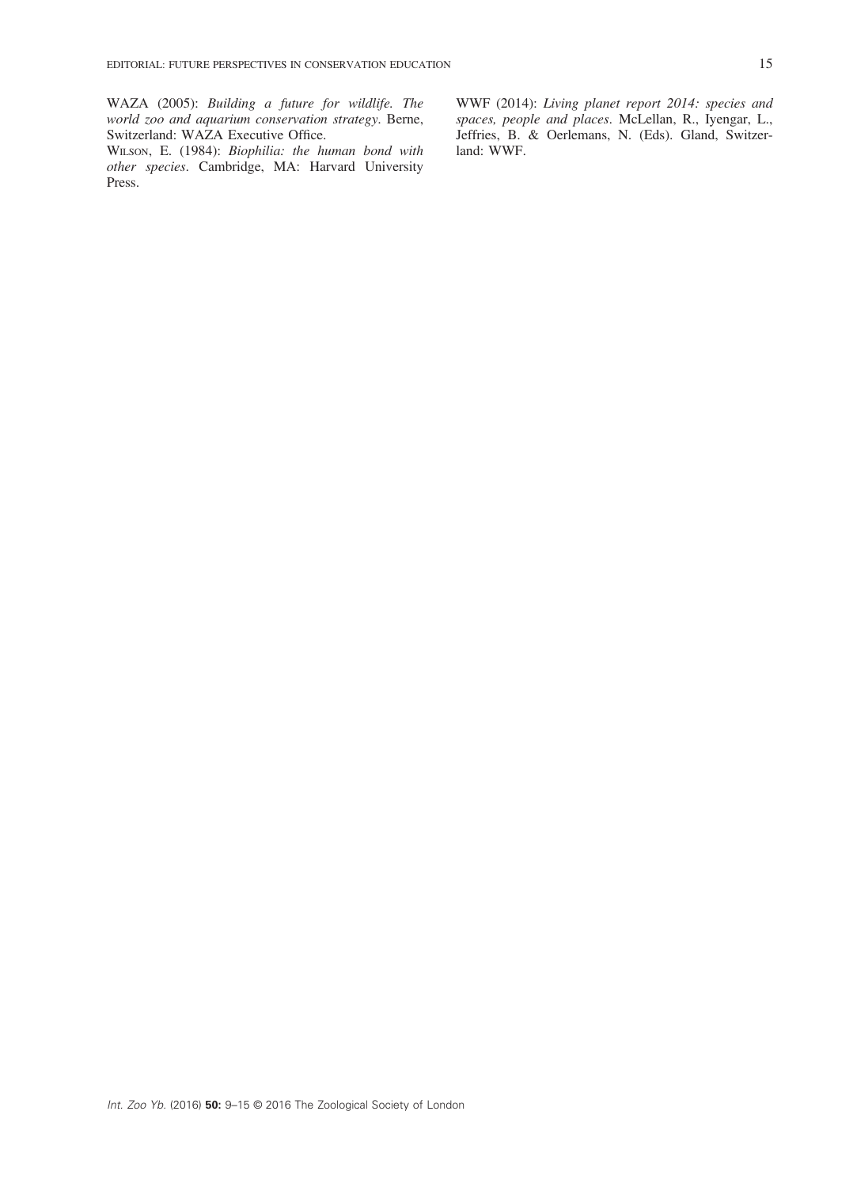WAZA (2005): *Building a future for wildlife. The world zoo and aquarium conservation strategy*. Berne, Switzerland: WAZA Executive Office.

Wilson, E. (1984): *Biophilia: the human bond with other species*. Cambridge, MA: Harvard University Press.

WWF (2014): *Living planet report 2014: species and spaces, people and places*. McLellan, R., Iyengar, L., Jeffries, B. & Oerlemans, N. (Eds). Gland, Switzerland: WWF.